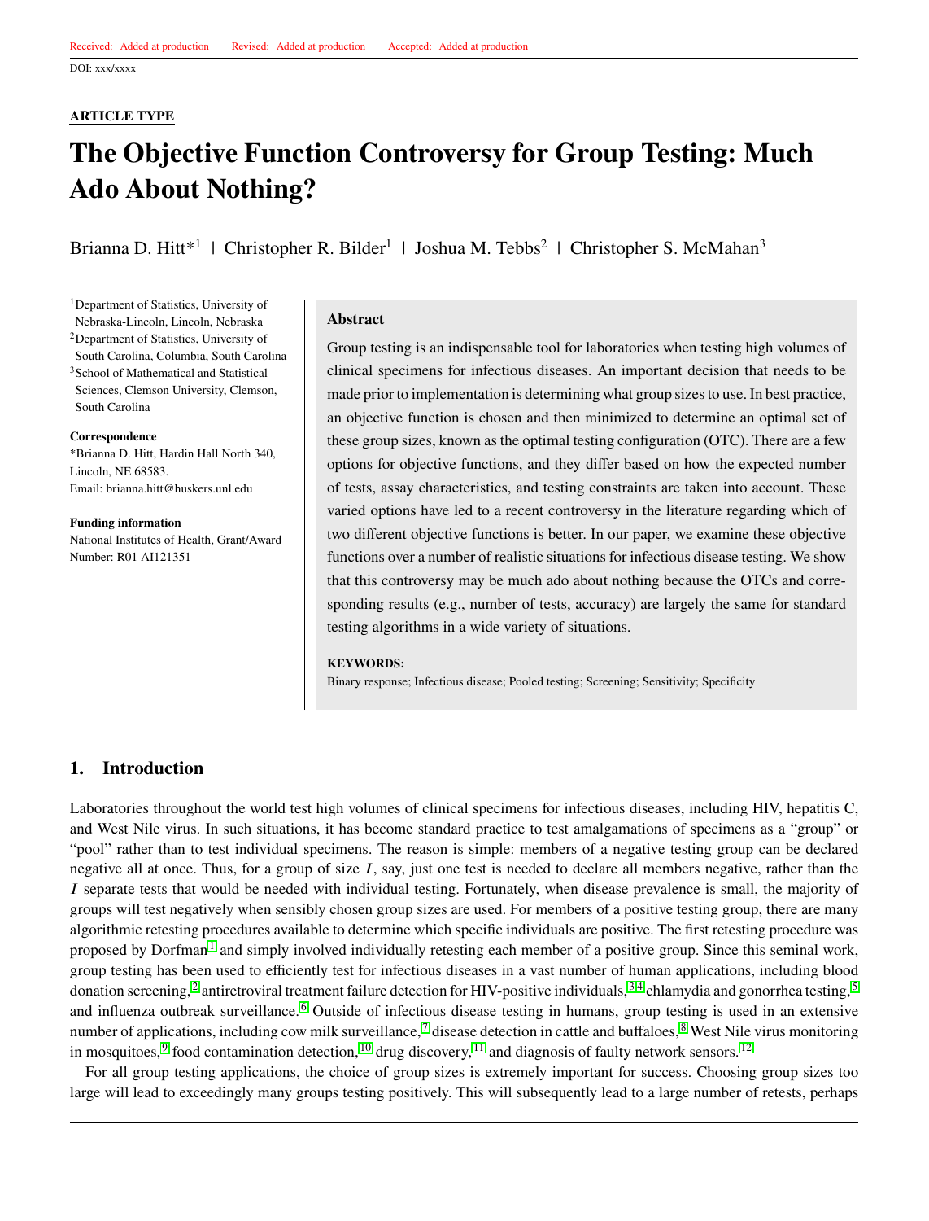Received: Added at production | Revised: Added at production | Accepted: Added at production

DOI: xxx/xxxx

**ARTICLE TYPE**

# The Objective Function Controversy for Group Testing: Much Ado About Nothing?

Brianna D. Hitt*[1] | Christopher R. Bilder[1] | Joshua M. Tebbs[2] | Christopher S. McMahan[3]

[1]Department of Statistics, University of Nebraska-Lincoln, Lincoln, Nebraska
[2]Department of Statistics, University of South Carolina, Columbia, South Carolina
[3]School of Mathematical and Statistical Sciences, Clemson University, Clemson, South Carolina

**Correspondence**
*Brianna D. Hitt, Hardin Hall North 340, Lincoln, NE 68583.
Email: brianna.hitt@huskers.unl.edu

**Funding information**
National Institutes of Health, Grant/Award Number: R01 AI121351

## Abstract

Group testing is an indispensable tool for laboratories when testing high volumes of clinical specimens for infectious diseases. An important decision that needs to be made prior to implementation is determining what group sizes to use. In best practice, an objective function is chosen and then minimized to determine an optimal set of these group sizes, known as the optimal testing configuration (OTC). There are a few options for objective functions, and they differ based on how the expected number of tests, assay characteristics, and testing constraints are taken into account. These varied options have led to a recent controversy in the literature regarding which of two different objective functions is better. In our paper, we examine these objective functions over a number of realistic situations for infectious disease testing. We show that this controversy may be much ado about nothing because the OTCs and corresponding results (e.g., number of tests, accuracy) are largely the same for standard testing algorithms in a wide variety of situations.

**KEYWORDS:**
Binary response; Infectious disease; Pooled testing; Screening; Sensitivity; Specificity

## 1. Introduction

Laboratories throughout the world test high volumes of clinical specimens for infectious diseases, including HIV, hepatitis C, and West Nile virus. In such situations, it has become standard practice to test amalgamations of specimens as a "group" or "pool" rather than to test individual specimens. The reason is simple: members of a negative testing group can be declared negative all at once. Thus, for a group of size $I$, say, just one test is needed to declare all members negative, rather than the $I$ separate tests that would be needed with individual testing. Fortunately, when disease prevalence is small, the majority of groups will test negatively when sensibly chosen group sizes are used. For members of a positive testing group, there are many algorithmic retesting procedures available to determine which specific individuals are positive. The first retesting procedure was proposed by Dorfman[1] and simply involved individually retesting each member of a positive group. Since this seminal work, group testing has been used to efficiently test for infectious diseases in a vast number of human applications, including blood donation screening,[2] antiretroviral treatment failure detection for HIV-positive individuals,[3,4] chlamydia and gonorrhea testing,[5] and influenza outbreak surveillance.[6] Outside of infectious disease testing in humans, group testing is used in an extensive number of applications, including cow milk surveillance,[7] disease detection in cattle and buffaloes,[8] West Nile virus monitoring in mosquitoes,[9] food contamination detection,[10] drug discovery,[11] and diagnosis of faulty network sensors.[12]

For all group testing applications, the choice of group sizes is extremely important for success. Choosing group sizes too large will lead to exceedingly many groups testing positively. This will subsequently lead to a large number of retests, perhaps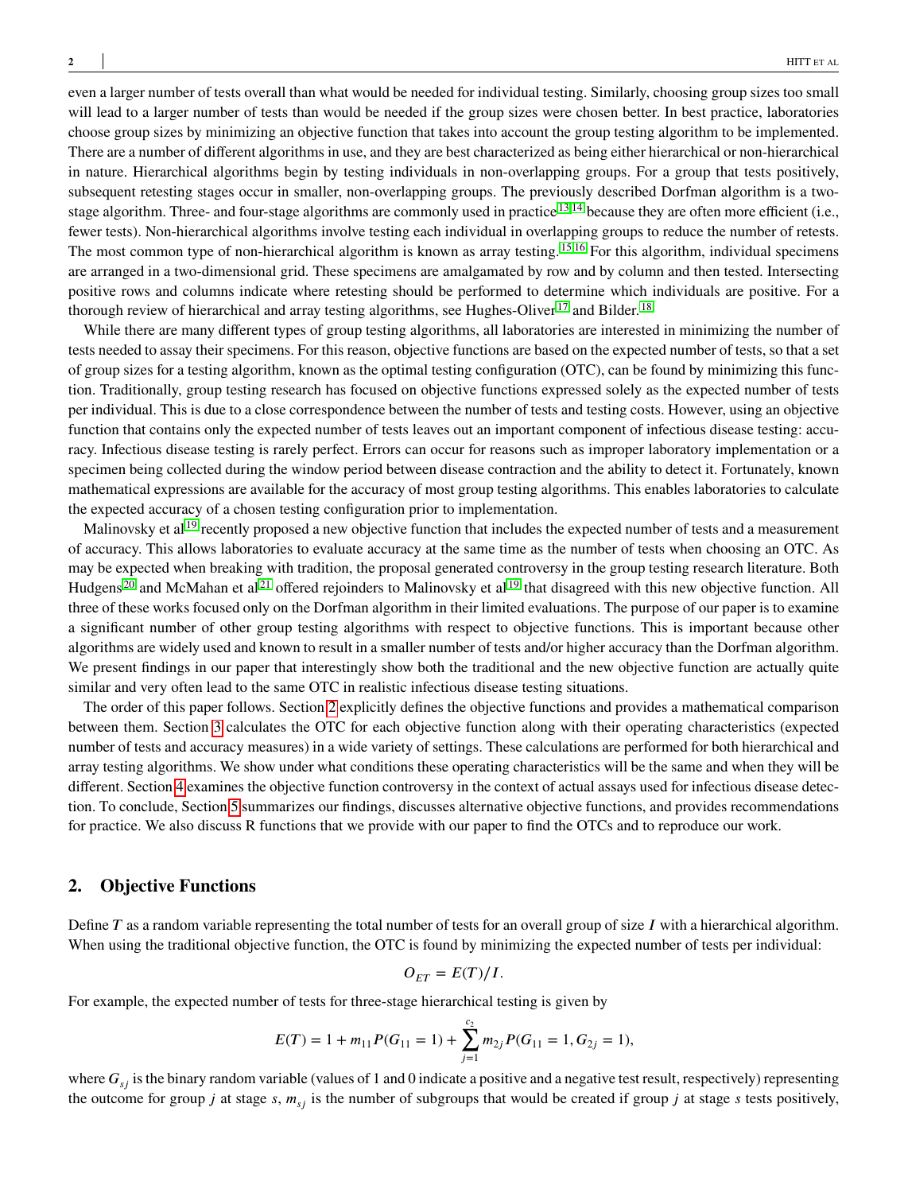even a larger number of tests overall than what would be needed for individual testing. Similarly, choosing group sizes too small will lead to a larger number of tests than would be needed if the group sizes were chosen better. In best practice, laboratories choose group sizes by minimizing an objective function that takes into account the group testing algorithm to be implemented. There are a number of different algorithms in use, and they are best characterized as being either hierarchical or non-hierarchical in nature. Hierarchical algorithms begin by testing individuals in non-overlapping groups. For a group that tests positively, subsequent retesting stages occur in smaller, non-overlapping groups. The previously described Dorfman algorithm is a two-stage algorithm. Three- and four-stage algorithms are commonly used in practice[13,14] because they are often more efficient (i.e., fewer tests). Non-hierarchical algorithms involve testing each individual in overlapping groups to reduce the number of retests. The most common type of non-hierarchical algorithm is known as array testing.[15,16] For this algorithm, individual specimens are arranged in a two-dimensional grid. These specimens are amalgamated by row and by column and then tested. Intersecting positive rows and columns indicate where retesting should be performed to determine which individuals are positive. For a thorough review of hierarchical and array testing algorithms, see Hughes-Oliver[17] and Bilder.[18]

While there are many different types of group testing algorithms, all laboratories are interested in minimizing the number of tests needed to assay their specimens. For this reason, objective functions are based on the expected number of tests, so that a set of group sizes for a testing algorithm, known as the optimal testing configuration (OTC), can be found by minimizing this function. Traditionally, group testing research has focused on objective functions expressed solely as the expected number of tests per individual. This is due to a close correspondence between the number of tests and testing costs. However, using an objective function that contains only the expected number of tests leaves out an important component of infectious disease testing: accuracy. Infectious disease testing is rarely perfect. Errors can occur for reasons such as improper laboratory implementation or a specimen being collected during the window period between disease contraction and the ability to detect it. Fortunately, known mathematical expressions are available for the accuracy of most group testing algorithms. This enables laboratories to calculate the expected accuracy of a chosen testing configuration prior to implementation.

Malinovsky et al[19] recently proposed a new objective function that includes the expected number of tests and a measurement of accuracy. This allows laboratories to evaluate accuracy at the same time as the number of tests when choosing an OTC. As may be expected when breaking with tradition, the proposal generated controversy in the group testing research literature. Both Hudgens[20] and McMahan et al[21] offered rejoinders to Malinovsky et al[19] that disagreed with this new objective function. All three of these works focused only on the Dorfman algorithm in their limited evaluations. The purpose of our paper is to examine a significant number of other group testing algorithms with respect to objective functions. This is important because other algorithms are widely used and known to result in a smaller number of tests and/or higher accuracy than the Dorfman algorithm. We present findings in our paper that interestingly show both the traditional and the new objective function are actually quite similar and very often lead to the same OTC in realistic infectious disease testing situations.

The order of this paper follows. Section 2 explicitly defines the objective functions and provides a mathematical comparison between them. Section 3 calculates the OTC for each objective function along with their operating characteristics (expected number of tests and accuracy measures) in a wide variety of settings. These calculations are performed for both hierarchical and array testing algorithms. We show under what conditions these operating characteristics will be the same and when they will be different. Section 4 examines the objective function controversy in the context of actual assays used for infectious disease detection. To conclude, Section 5 summarizes our findings, discusses alternative objective functions, and provides recommendations for practice. We also discuss R functions that we provide with our paper to find the OTCs and to reproduce our work.

## 2. Objective Functions

Define $T$ as a random variable representing the total number of tests for an overall group of size $I$ with a hierarchical algorithm. When using the traditional objective function, the OTC is found by minimizing the expected number of tests per individual:

$$O_{ET} = E(T)/I.$$

For example, the expected number of tests for three-stage hierarchical testing is given by

$$E(T) = 1 + m_{11}P(G_{11} = 1) + \sum_{j=1}^{c_2} m_{2j}P(G_{11} = 1, G_{2j} = 1),$$

where $G_{sj}$ is the binary random variable (values of 1 and 0 indicate a positive and a negative test result, respectively) representing the outcome for group $j$ at stage $s$, $m_{sj}$ is the number of subgroups that would be created if group $j$ at stage $s$ tests positively,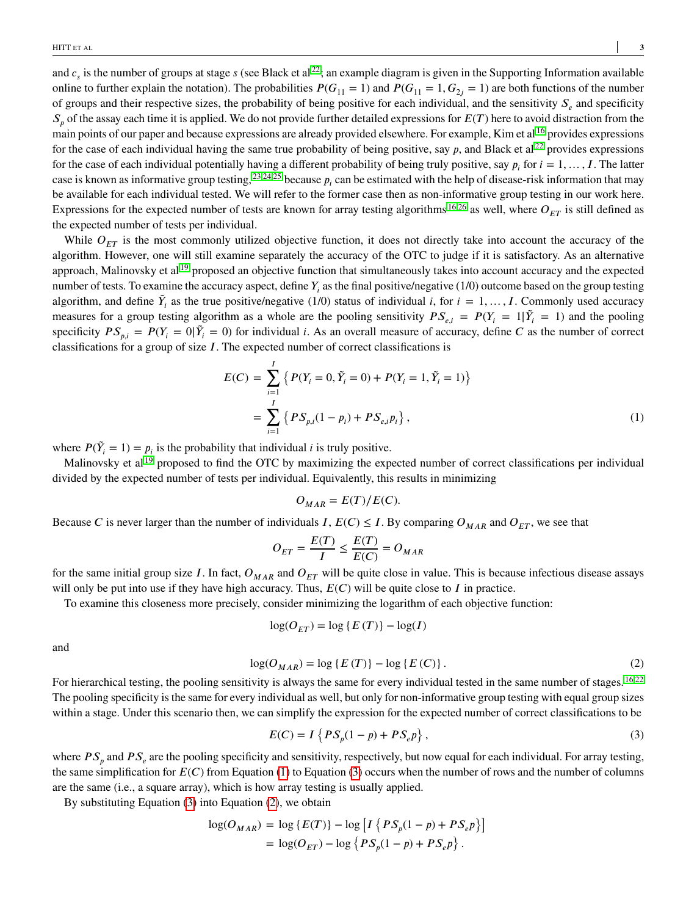and $c_s$ is the number of groups at stage $s$ (see Black et al[22]; an example diagram is given in the Supporting Information available online to further explain the notation). The probabilities $P(G_{11} = 1)$ and $P(G_{11} = 1, G_{2j} = 1)$ are both functions of the number of groups and their respective sizes, the probability of being positive for each individual, and the sensitivity $S_e$ and specificity $S_p$ of the assay each time it is applied. We do not provide further detailed expressions for $E(T)$ here to avoid distraction from the main points of our paper and because expressions are already provided elsewhere. For example, Kim et al[16] provides expressions for the case of each individual having the same true probability of being positive, say $p$, and Black et al[22] provides expressions for the case of each individual potentially having a different probability of being truly positive, say $p_i$ for $i = 1, \ldots, I$. The latter case is known as informative group testing,[23,24,25] because $p_i$ can be estimated with the help of disease-risk information that may be available for each individual tested. We will refer to the former case then as non-informative group testing in our work here. Expressions for the expected number of tests are known for array testing algorithms[16,26] as well, where $O_{ET}$ is still defined as the expected number of tests per individual.

While $O_{ET}$ is the most commonly utilized objective function, it does not directly take into account the accuracy of the algorithm. However, one will still examine separately the accuracy of the OTC to judge if it is satisfactory. As an alternative approach, Malinovsky et al[19] proposed an objective function that simultaneously takes into account accuracy and the expected number of tests. To examine the accuracy aspect, define $Y_i$ as the final positive/negative (1/0) outcome based on the group testing algorithm, and define $\tilde{Y}_i$ as the true positive/negative (1/0) status of individual $i$, for $i = 1, \ldots, I$. Commonly used accuracy measures for a group testing algorithm as a whole are the pooling sensitivity $PS_{e,i} = P(Y_i = 1|\tilde{Y}_i = 1)$ and the pooling specificity $PS_{p,i} = P(Y_i = 0|\tilde{Y}_i = 0)$ for individual $i$. As an overall measure of accuracy, define $C$ as the number of correct classifications for a group of size $I$. The expected number of correct classifications is

$$
\begin{aligned}
E(C) &= \sum_{i=1}^{I} \left\{ P(Y_i = 0, \tilde{Y}_i = 0) + P(Y_i = 1, \tilde{Y}_i = 1) \right\} \\
&= \sum_{i=1}^{I} \left\{ PS_{p,i}(1 - p_i) + PS_{e,i} p_i \right\}, \qquad (1)
\end{aligned}
$$

where $P(\tilde{Y}_i = 1) = p_i$ is the probability that individual $i$ is truly positive.

Malinovsky et al[19] proposed to find the OTC by maximizing the expected number of correct classifications per individual divided by the expected number of tests per individual. Equivalently, this results in minimizing

$$
O_{MAR} = E(T)/E(C).
$$

Because $C$ is never larger than the number of individuals $I$, $E(C) \leq I$. By comparing $O_{MAR}$ and $O_{ET}$, we see that

$$
O_{ET} = \frac{E(T)}{I} \leq \frac{E(T)}{E(C)} = O_{MAR}
$$

for the same initial group size $I$. In fact, $O_{MAR}$ and $O_{ET}$ will be quite close in value. This is because infectious disease assays will only be put into use if they have high accuracy. Thus, $E(C)$ will be quite close to $I$ in practice.

To examine this closeness more precisely, consider minimizing the logarithm of each objective function:

$$
\log(O_{ET}) = \log\{E(T)\} - \log(I)
$$

and

$$
\log(O_{MAR}) = \log\{E(T)\} - \log\{E(C)\}. \qquad (2)
$$

For hierarchical testing, the pooling sensitivity is always the same for every individual tested in the same number of stages.[16,22] The pooling specificity is the same for every individual as well, but only for non-informative group testing with equal group sizes within a stage. Under this scenario then, we can simplify the expression for the expected number of correct classifications to be

$$
E(C) = I\left\{ PS_p(1 - p) + PS_e p \right\}, \qquad (3)
$$

where $PS_p$ and $PS_e$ are the pooling specificity and sensitivity, respectively, but now equal for each individual. For array testing, the same simplification for $E(C)$ from Equation (1) to Equation (3) occurs when the number of rows and the number of columns are the same (i.e., a square array), which is how array testing is usually applied.

By substituting Equation (3) into Equation (2), we obtain

$$
\begin{aligned}
\log(O_{MAR}) &= \log\{E(T)\} - \log\left[ I\left\{ PS_p(1 - p) + PS_e p \right\} \right] \\
&= \log(O_{ET}) - \log\left\{ PS_p(1 - p) + PS_e p \right\}.
\end{aligned}
$$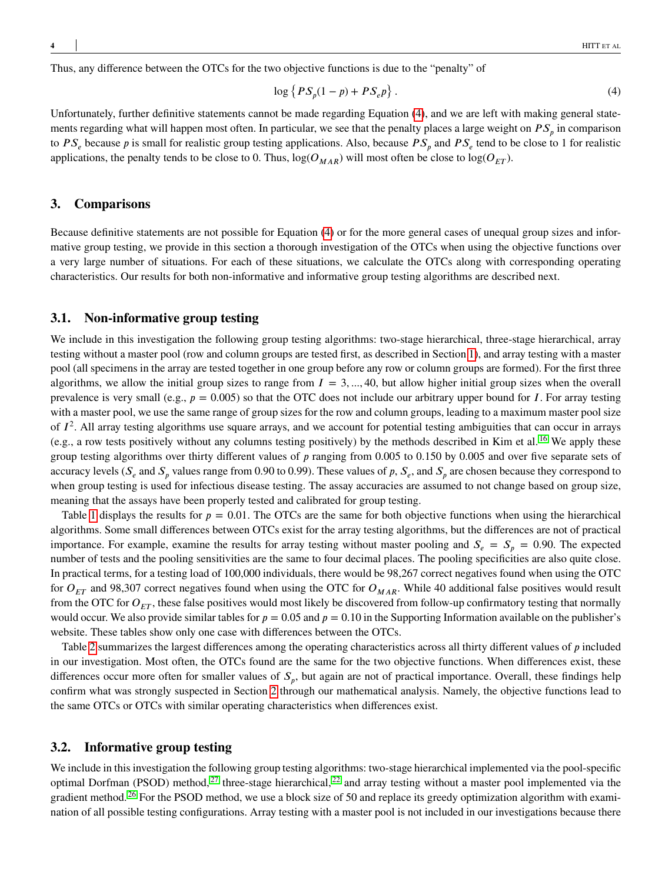Thus, any difference between the OTCs for the two objective functions is due to the "penalty" of

$$\log\left\{PS_p(1-p)+PS_e p\right\}. \tag{4}$$

Unfortunately, further definitive statements cannot be made regarding Equation (4), and we are left with making general statements regarding what will happen most often. In particular, we see that the penalty places a large weight on $PS_p$ in comparison to $PS_e$ because $p$ is small for realistic group testing applications. Also, because $PS_p$ and $PS_e$ tend to be close to 1 for realistic applications, the penalty tends to be close to 0. Thus, $\log(O_{MAR})$ will most often be close to $\log(O_{ET})$.

## 3. Comparisons

Because definitive statements are not possible for Equation (4) or for the more general cases of unequal group sizes and informative group testing, we provide in this section a thorough investigation of the OTCs when using the objective functions over a very large number of situations. For each of these situations, we calculate the OTCs along with corresponding operating characteristics. Our results for both non-informative and informative group testing algorithms are described next.

### 3.1. Non-informative group testing

We include in this investigation the following group testing algorithms: two-stage hierarchical, three-stage hierarchical, array testing without a master pool (row and column groups are tested first, as described in Section 1), and array testing with a master pool (all specimens in the array are tested together in one group before any row or column groups are formed). For the first three algorithms, we allow the initial group sizes to range from $I = 3, \ldots, 40$, but allow higher initial group sizes when the overall prevalence is very small (e.g., $p = 0.005$) so that the OTC does not include our arbitrary upper bound for $I$. For array testing with a master pool, we use the same range of group sizes for the row and column groups, leading to a maximum master pool size of $I^2$. All array testing algorithms use square arrays, and we account for potential testing ambiguities that can occur in arrays (e.g., a row tests positively without any columns testing positively) by the methods described in Kim et al.[16] We apply these group testing algorithms over thirty different values of $p$ ranging from 0.005 to 0.150 by 0.005 and over five separate sets of accuracy levels ($S_e$ and $S_p$ values range from 0.90 to 0.99). These values of $p$, $S_e$, and $S_p$ are chosen because they correspond to when group testing is used for infectious disease testing. The assay accuracies are assumed to not change based on group size, meaning that the assays have been properly tested and calibrated for group testing.

Table 1 displays the results for $p = 0.01$. The OTCs are the same for both objective functions when using the hierarchical algorithms. Some small differences between OTCs exist for the array testing algorithms, but the differences are not of practical importance. For example, examine the results for array testing without master pooling and $S_e = S_p = 0.90$. The expected number of tests and the pooling sensitivities are the same to four decimal places. The pooling specificities are also quite close. In practical terms, for a testing load of 100,000 individuals, there would be 98,267 correct negatives found when using the OTC for $O_{ET}$ and 98,307 correct negatives found when using the OTC for $O_{MAR}$. While 40 additional false positives would result from the OTC for $O_{ET}$, these false positives would most likely be discovered from follow-up confirmatory testing that normally would occur. We also provide similar tables for $p = 0.05$ and $p = 0.10$ in the Supporting Information available on the publisher's website. These tables show only one case with differences between the OTCs.

Table 2 summarizes the largest differences among the operating characteristics across all thirty different values of $p$ included in our investigation. Most often, the OTCs found are the same for the two objective functions. When differences exist, these differences occur more often for smaller values of $S_p$, but again are not of practical importance. Overall, these findings help confirm what was strongly suspected in Section 2 through our mathematical analysis. Namely, the objective functions lead to the same OTCs or OTCs with similar operating characteristics when differences exist.

### 3.2. Informative group testing

We include in this investigation the following group testing algorithms: two-stage hierarchical implemented via the pool-specific optimal Dorfman (PSOD) method,[27] three-stage hierarchical,[22] and array testing without a master pool implemented via the gradient method.[26] For the PSOD method, we use a block size of 50 and replace its greedy optimization algorithm with examination of all possible testing configurations. Array testing with a master pool is not included in our investigations because there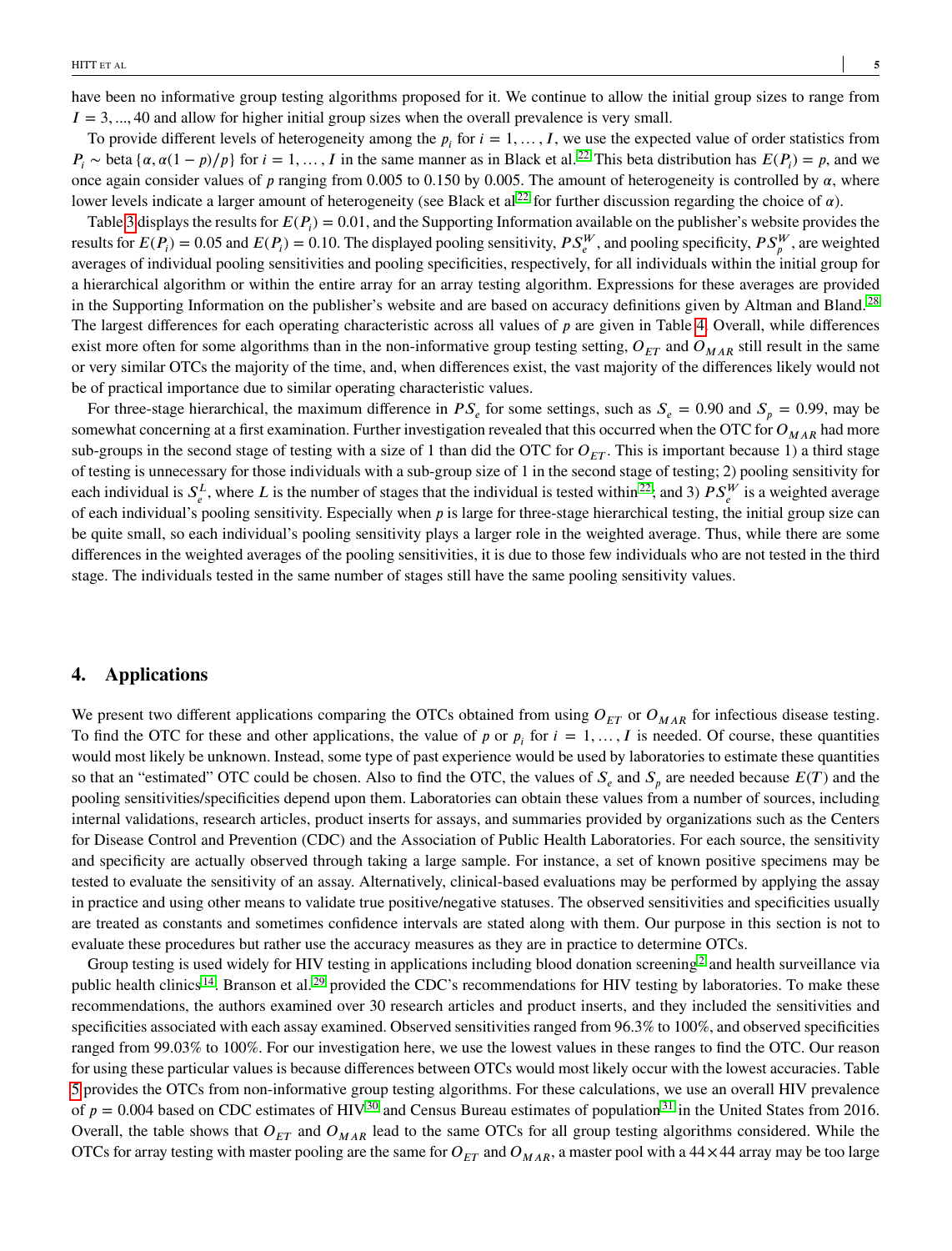have been no informative group testing algorithms proposed for it. We continue to allow the initial group sizes to range from $I = 3, ..., 40$ and allow for higher initial group sizes when the overall prevalence is very small.

To provide different levels of heterogeneity among the $p_i$ for $i = 1, \dots, I$, we use the expected value of order statistics from $P_i \sim \text{beta}\{\alpha, \alpha(1-p)/p\}$ for $i = 1, \dots, I$ in the same manner as in Black et al.[22] This beta distribution has $E(P_i) = p$, and we once again consider values of $p$ ranging from 0.005 to 0.150 by 0.005. The amount of heterogeneity is controlled by $\alpha$, where lower levels indicate a larger amount of heterogeneity (see Black et al[22] for further discussion regarding the choice of $\alpha$).

Table 3 displays the results for $E(P_i) = 0.01$, and the Supporting Information available on the publisher's website provides the results for $E(P_i) = 0.05$ and $E(P_i) = 0.10$. The displayed pooling sensitivity, $PS_e^W$, and pooling specificity, $PS_p^W$, are weighted averages of individual pooling sensitivities and pooling specificities, respectively, for all individuals within the initial group for a hierarchical algorithm or within the entire array for an array testing algorithm. Expressions for these averages are provided in the Supporting Information on the publisher's website and are based on accuracy definitions given by Altman and Bland.[28] The largest differences for each operating characteristic across all values of $p$ are given in Table 4. Overall, while differences exist more often for some algorithms than in the non-informative group testing setting, $O_{ET}$ and $O_{MAR}$ still result in the same or very similar OTCs the majority of the time, and, when differences exist, the vast majority of the differences likely would not be of practical importance due to similar operating characteristic values.

For three-stage hierarchical, the maximum difference in $PS_e$ for some settings, such as $S_e = 0.90$ and $S_p = 0.99$, may be somewhat concerning at a first examination. Further investigation revealed that this occurred when the OTC for $O_{MAR}$ had more sub-groups in the second stage of testing with a size of 1 than did the OTC for $O_{ET}$. This is important because 1) a third stage of testing is unnecessary for those individuals with a sub-group size of 1 in the second stage of testing; 2) pooling sensitivity for each individual is $S_e^L$, where $L$ is the number of stages that the individual is tested within[22]; and 3) $PS_e^W$ is a weighted average of each individual's pooling sensitivity. Especially when $p$ is large for three-stage hierarchical testing, the initial group size can be quite small, so each individual's pooling sensitivity plays a larger role in the weighted average. Thus, while there are some differences in the weighted averages of the pooling sensitivities, it is due to those few individuals who are not tested in the third stage. The individuals tested in the same number of stages still have the same pooling sensitivity values.

## 4. Applications

We present two different applications comparing the OTCs obtained from using $O_{ET}$ or $O_{MAR}$ for infectious disease testing. To find the OTC for these and other applications, the value of $p$ or $p_i$ for $i = 1, \dots, I$ is needed. Of course, these quantities would most likely be unknown. Instead, some type of past experience would be used by laboratories to estimate these quantities so that an "estimated" OTC could be chosen. Also to find the OTC, the values of $S_e$ and $S_p$ are needed because $E(T)$ and the pooling sensitivities/specificities depend upon them. Laboratories can obtain these values from a number of sources, including internal validations, research articles, product inserts for assays, and summaries provided by organizations such as the Centers for Disease Control and Prevention (CDC) and the Association of Public Health Laboratories. For each source, the sensitivity and specificity are actually observed through taking a large sample. For instance, a set of known positive specimens may be tested to evaluate the sensitivity of an assay. Alternatively, clinical-based evaluations may be performed by applying the assay in practice and using other means to validate true positive/negative statuses. The observed sensitivities and specificities usually are treated as constants and sometimes confidence intervals are stated along with them. Our purpose in this section is not to evaluate these procedures but rather use the accuracy measures as they are in practice to determine OTCs.

Group testing is used widely for HIV testing in applications including blood donation screening[2] and health surveillance via public health clinics[14]. Branson et al.[29] provided the CDC's recommendations for HIV testing by laboratories. To make these recommendations, the authors examined over 30 research articles and product inserts, and they included the sensitivities and specificities associated with each assay examined. Observed sensitivities ranged from 96.3% to 100%, and observed specificities ranged from 99.03% to 100%. For our investigation here, we use the lowest values in these ranges to find the OTC. Our reason for using these particular values is because differences between OTCs would most likely occur with the lowest accuracies. Table 5 provides the OTCs from non-informative group testing algorithms. For these calculations, we use an overall HIV prevalence of $p = 0.004$ based on CDC estimates of HIV[30] and Census Bureau estimates of population[31] in the United States from 2016. Overall, the table shows that $O_{ET}$ and $O_{MAR}$ lead to the same OTCs for all group testing algorithms considered. While the OTCs for array testing with master pooling are the same for $O_{ET}$ and $O_{MAR}$, a master pool with a $44 \times 44$ array may be too large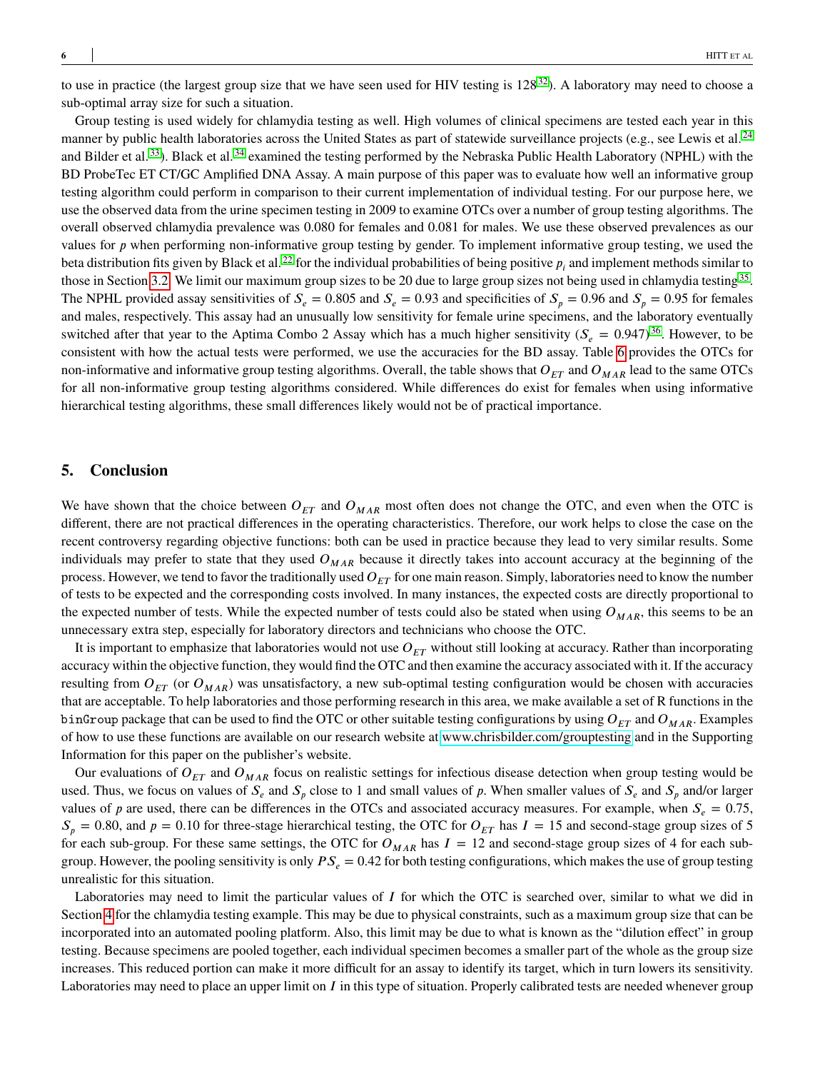to use in practice (the largest group size that we have seen used for HIV testing is 128[32]). A laboratory may need to choose a sub-optimal array size for such a situation.

Group testing is used widely for chlamydia testing as well. High volumes of clinical specimens are tested each year in this manner by public health laboratories across the United States as part of statewide surveillance projects (e.g., see Lewis et al.[24] and Bilder et al.[33]). Black et al.[34] examined the testing performed by the Nebraska Public Health Laboratory (NPHL) with the BD ProbeTec ET CT/GC Amplified DNA Assay. A main purpose of this paper was to evaluate how well an informative group testing algorithm could perform in comparison to their current implementation of individual testing. For our purpose here, we use the observed data from the urine specimen testing in 2009 to examine OTCs over a number of group testing algorithms. The overall observed chlamydia prevalence was 0.080 for females and 0.081 for males. We use these observed prevalences as our values for $p$ when performing non-informative group testing by gender. To implement informative group testing, we used the beta distribution fits given by Black et al.[22] for the individual probabilities of being positive $p_i$ and implement methods similar to those in Section 3.2. We limit our maximum group sizes to be 20 due to large group sizes not being used in chlamydia testing[35]. The NPHL provided assay sensitivities of $S_e = 0.805$ and $S_e = 0.93$ and specificities of $S_p = 0.96$ and $S_p = 0.95$ for females and males, respectively. This assay had an unusually low sensitivity for female urine specimens, and the laboratory eventually switched after that year to the Aptima Combo 2 Assay which has a much higher sensitivity ($S_e = 0.947$)[36]. However, to be consistent with how the actual tests were performed, we use the accuracies for the BD assay. Table 6 provides the OTCs for non-informative and informative group testing algorithms. Overall, the table shows that $O_{ET}$ and $O_{MAR}$ lead to the same OTCs for all non-informative group testing algorithms considered. While differences do exist for females when using informative hierarchical testing algorithms, these small differences likely would not be of practical importance.

## 5. Conclusion

We have shown that the choice between $O_{ET}$ and $O_{MAR}$ most often does not change the OTC, and even when the OTC is different, there are not practical differences in the operating characteristics. Therefore, our work helps to close the case on the recent controversy regarding objective functions: both can be used in practice because they lead to very similar results. Some individuals may prefer to state that they used $O_{MAR}$ because it directly takes into account accuracy at the beginning of the process. However, we tend to favor the traditionally used $O_{ET}$ for one main reason. Simply, laboratories need to know the number of tests to be expected and the corresponding costs involved. In many instances, the expected costs are directly proportional to the expected number of tests. While the expected number of tests could also be stated when using $O_{MAR}$, this seems to be an unnecessary extra step, especially for laboratory directors and technicians who choose the OTC.

It is important to emphasize that laboratories would not use $O_{ET}$ without still looking at accuracy. Rather than incorporating accuracy within the objective function, they would find the OTC and then examine the accuracy associated with it. If the accuracy resulting from $O_{ET}$ (or $O_{MAR}$) was unsatisfactory, a new sub-optimal testing configuration would be chosen with accuracies that are acceptable. To help laboratories and those performing research in this area, we make available a set of R functions in the `binGroup` package that can be used to find the OTC or other suitable testing configurations by using $O_{ET}$ and $O_{MAR}$. Examples of how to use these functions are available on our research website at www.chrisbilder.com/grouptesting and in the Supporting Information for this paper on the publisher's website.

Our evaluations of $O_{ET}$ and $O_{MAR}$ focus on realistic settings for infectious disease detection when group testing would be used. Thus, we focus on values of $S_e$ and $S_p$ close to 1 and small values of $p$. When smaller values of $S_e$ and $S_p$ and/or larger values of $p$ are used, there can be differences in the OTCs and associated accuracy measures. For example, when $S_e = 0.75$, $S_p = 0.80$, and $p = 0.10$ for three-stage hierarchical testing, the OTC for $O_{ET}$ has $I = 15$ and second-stage group sizes of 5 for each sub-group. For these same settings, the OTC for $O_{MAR}$ has $I = 12$ and second-stage group sizes of 4 for each sub-group. However, the pooling sensitivity is only $PS_e = 0.42$ for both testing configurations, which makes the use of group testing unrealistic for this situation.

Laboratories may need to limit the particular values of $I$ for which the OTC is searched over, similar to what we did in Section 4 for the chlamydia testing example. This may be due to physical constraints, such as a maximum group size that can be incorporated into an automated pooling platform. Also, this limit may be due to what is known as the "dilution effect" in group testing. Because specimens are pooled together, each individual specimen becomes a smaller part of the whole as the group size increases. This reduced portion can make it more difficult for an assay to identify its target, which in turn lowers its sensitivity. Laboratories may need to place an upper limit on $I$ in this type of situation. Properly calibrated tests are needed whenever group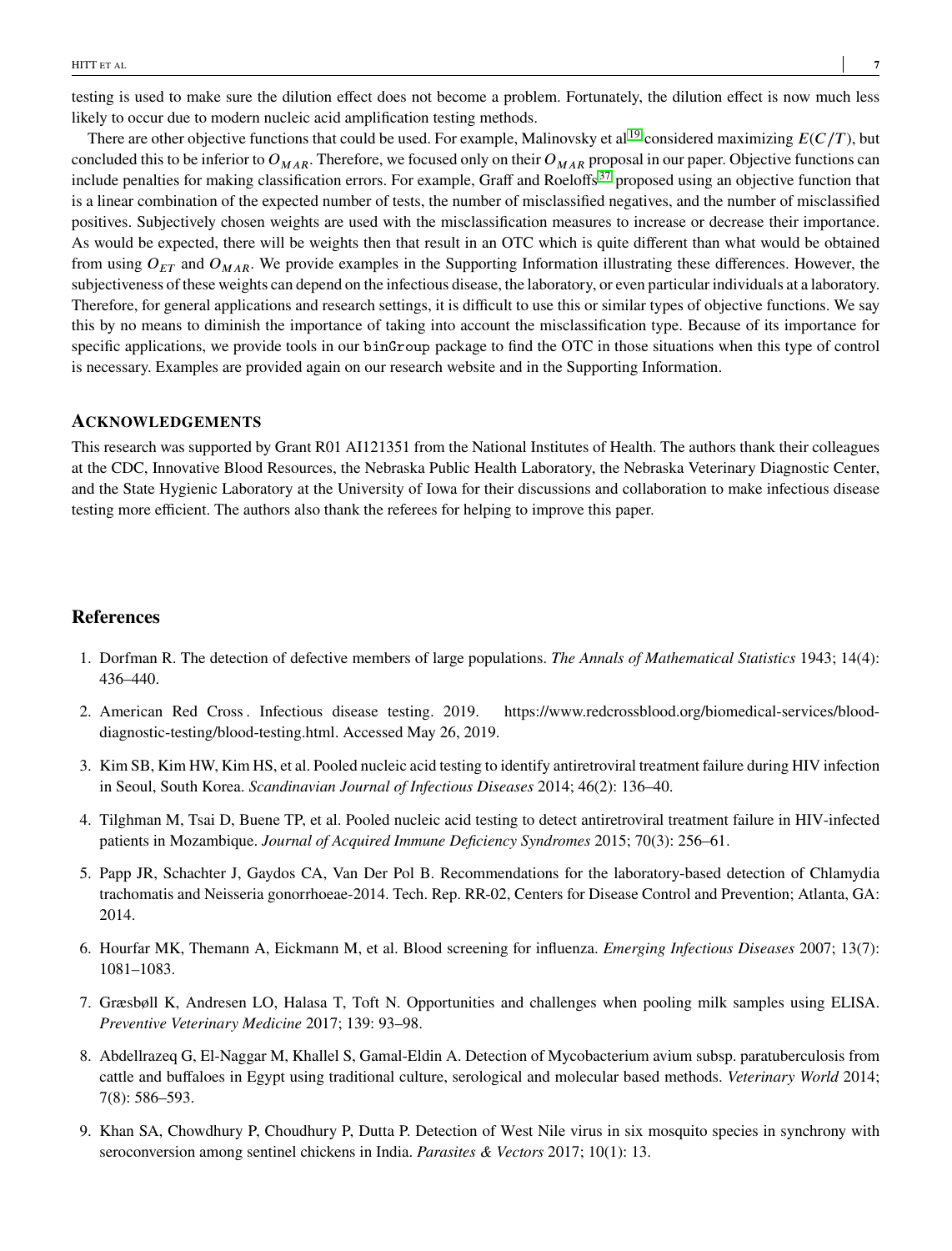testing is used to make sure the dilution effect does not become a problem. Fortunately, the dilution effect is now much less likely to occur due to modern nucleic acid amplification testing methods.

There are other objective functions that could be used. For example, Malinovsky et al[19] considered maximizing $E(C/T)$, but concluded this to be inferior to $O_{MAR}$. Therefore, we focused only on their $O_{MAR}$ proposal in our paper. Objective functions can include penalties for making classification errors. For example, Graff and Roeloffs[37] proposed using an objective function that is a linear combination of the expected number of tests, the number of misclassified negatives, and the number of misclassified positives. Subjectively chosen weights are used with the misclassification measures to increase or decrease their importance. As would be expected, there will be weights then that result in an OTC which is quite different than what would be obtained from using $O_{ET}$ and $O_{MAR}$. We provide examples in the Supporting Information illustrating these differences. However, the subjectiveness of these weights can depend on the infectious disease, the laboratory, or even particular individuals at a laboratory. Therefore, for general applications and research settings, it is difficult to use this or similar types of objective functions. We say this by no means to diminish the importance of taking into account the misclassification type. Because of its importance for specific applications, we provide tools in our `binGroup` package to find the OTC in those situations when this type of control is necessary. Examples are provided again on our research website and in the Supporting Information.

### ACKNOWLEDGEMENTS

This research was supported by Grant R01 AI121351 from the National Institutes of Health. The authors thank their colleagues at the CDC, Innovative Blood Resources, the Nebraska Public Health Laboratory, the Nebraska Veterinary Diagnostic Center, and the State Hygienic Laboratory at the University of Iowa for their discussions and collaboration to make infectious disease testing more efficient. The authors also thank the referees for helping to improve this paper.

## References

1. Dorfman R. The detection of defective members of large populations. *The Annals of Mathematical Statistics* 1943; 14(4): 436–440.
2. American Red Cross . Infectious disease testing. 2019. https://www.redcrossblood.org/biomedical-services/blood-diagnostic-testing/blood-testing.html. Accessed May 26, 2019.
3. Kim SB, Kim HW, Kim HS, et al. Pooled nucleic acid testing to identify antiretroviral treatment failure during HIV infection in Seoul, South Korea. *Scandinavian Journal of Infectious Diseases* 2014; 46(2): 136–40.
4. Tilghman M, Tsai D, Buene TP, et al. Pooled nucleic acid testing to detect antiretroviral treatment failure in HIV-infected patients in Mozambique. *Journal of Acquired Immune Deficiency Syndromes* 2015; 70(3): 256–61.
5. Papp JR, Schachter J, Gaydos CA, Van Der Pol B. Recommendations for the laboratory-based detection of Chlamydia trachomatis and Neisseria gonorrhoeae-2014. Tech. Rep. RR-02, Centers for Disease Control and Prevention; Atlanta, GA: 2014.
6. Hourfar MK, Themann A, Eickmann M, et al. Blood screening for influenza. *Emerging Infectious Diseases* 2007; 13(7): 1081–1083.
7. Græsbøll K, Andresen LO, Halasa T, Toft N. Opportunities and challenges when pooling milk samples using ELISA. *Preventive Veterinary Medicine* 2017; 139: 93–98.
8. Abdellrazeq G, El-Naggar M, Khallel S, Gamal-Eldin A. Detection of Mycobacterium avium subsp. paratuberculosis from cattle and buffaloes in Egypt using traditional culture, serological and molecular based methods. *Veterinary World* 2014; 7(8): 586–593.
9. Khan SA, Chowdhury P, Choudhury P, Dutta P. Detection of West Nile virus in six mosquito species in synchrony with seroconversion among sentinel chickens in India. *Parasites & Vectors* 2017; 10(1): 13.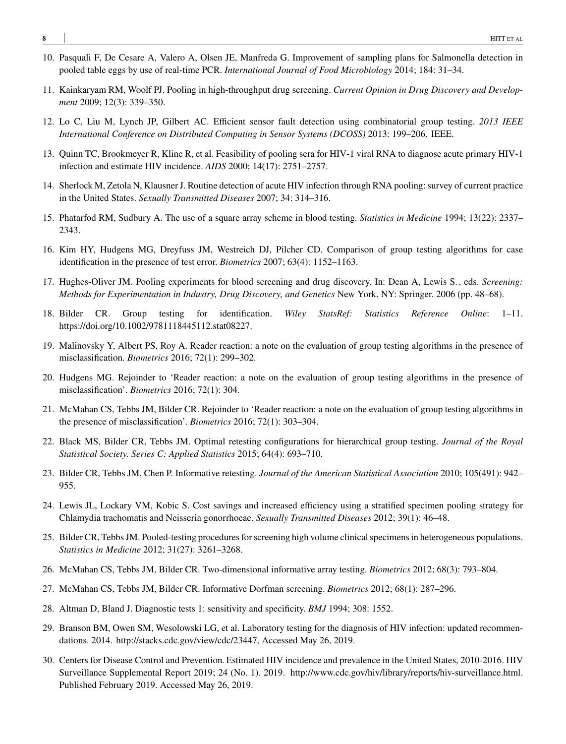10. Pasquali F, De Cesare A, Valero A, Olsen JE, Manfreda G. Improvement of sampling plans for Salmonella detection in pooled table eggs by use of real-time PCR. *International Journal of Food Microbiology* 2014; 184: 31–34.

11. Kainkaryam RM, Woolf PJ. Pooling in high-throughput drug screening. *Current Opinion in Drug Discovery and Development* 2009; 12(3): 339–350.

12. Lo C, Liu M, Lynch JP, Gilbert AC. Efficient sensor fault detection using combinatorial group testing. *2013 IEEE International Conference on Distributed Computing in Sensor Systems (DCOSS)* 2013: 199–206. IEEE.

13. Quinn TC, Brookmeyer R, Kline R, et al. Feasibility of pooling sera for HIV-1 viral RNA to diagnose acute primary HIV-1 infection and estimate HIV incidence. *AIDS* 2000; 14(17): 2751–2757.

14. Sherlock M, Zetola N, Klausner J. Routine detection of acute HIV infection through RNA pooling: survey of current practice in the United States. *Sexually Transmitted Diseases* 2007; 34: 314–316.

15. Phatarfod RM, Sudbury A. The use of a square array scheme in blood testing. *Statistics in Medicine* 1994; 13(22): 2337–2343.

16. Kim HY, Hudgens MG, Dreyfuss JM, Westreich DJ, Pilcher CD. Comparison of group testing algorithms for case identification in the presence of test error. *Biometrics* 2007; 63(4): 1152–1163.

17. Hughes-Oliver JM. Pooling experiments for blood screening and drug discovery. In: Dean A, Lewis S. , eds. *Screening: Methods for Experimentation in Industry, Drug Discovery, and Genetics* New York, NY: Springer. 2006 (pp. 48–68).

18. Bilder CR. Group testing for identification. *Wiley StatsRef: Statistics Reference Online*: 1–11. https://doi.org/10.1002/9781118445112.stat08227.

19. Malinovsky Y, Albert PS, Roy A. Reader reaction: a note on the evaluation of group testing algorithms in the presence of misclassification. *Biometrics* 2016; 72(1): 299–302.

20. Hudgens MG. Rejoinder to 'Reader reaction: a note on the evaluation of group testing algorithms in the presence of misclassification'. *Biometrics* 2016; 72(1): 304.

21. McMahan CS, Tebbs JM, Bilder CR. Rejoinder to 'Reader reaction: a note on the evaluation of group testing algorithms in the presence of misclassification'. *Biometrics* 2016; 72(1): 303–304.

22. Black MS, Bilder CR, Tebbs JM. Optimal retesting configurations for hierarchical group testing. *Journal of the Royal Statistical Society. Series C: Applied Statistics* 2015; 64(4): 693–710.

23. Bilder CR, Tebbs JM, Chen P. Informative retesting. *Journal of the American Statistical Association* 2010; 105(491): 942–955.

24. Lewis JL, Lockary VM, Kobic S. Cost savings and increased efficiency using a stratified specimen pooling strategy for Chlamydia trachomatis and Neisseria gonorrhoeae. *Sexually Transmitted Diseases* 2012; 39(1): 46–48.

25. Bilder CR, Tebbs JM. Pooled-testing procedures for screening high volume clinical specimens in heterogeneous populations. *Statistics in Medicine* 2012; 31(27): 3261–3268.

26. McMahan CS, Tebbs JM, Bilder CR. Two-dimensional informative array testing. *Biometrics* 2012; 68(3): 793–804.

27. McMahan CS, Tebbs JM, Bilder CR. Informative Dorfman screening. *Biometrics* 2012; 68(1): 287–296.

28. Altman D, Bland J. Diagnostic tests 1: sensitivity and specificity. *BMJ* 1994; 308: 1552.

29. Branson BM, Owen SM, Wesolowski LG, et al. Laboratory testing for the diagnosis of HIV infection: updated recommendations. 2014. http://stacks.cdc.gov/view/cdc/23447, Accessed May 26, 2019.

30. Centers for Disease Control and Prevention. Estimated HIV incidence and prevalence in the United States, 2010-2016. HIV Surveillance Supplemental Report 2019; 24 (No. 1). 2019. http://www.cdc.gov/hiv/library/reports/hiv-surveillance.html. Published February 2019. Accessed May 26, 2019.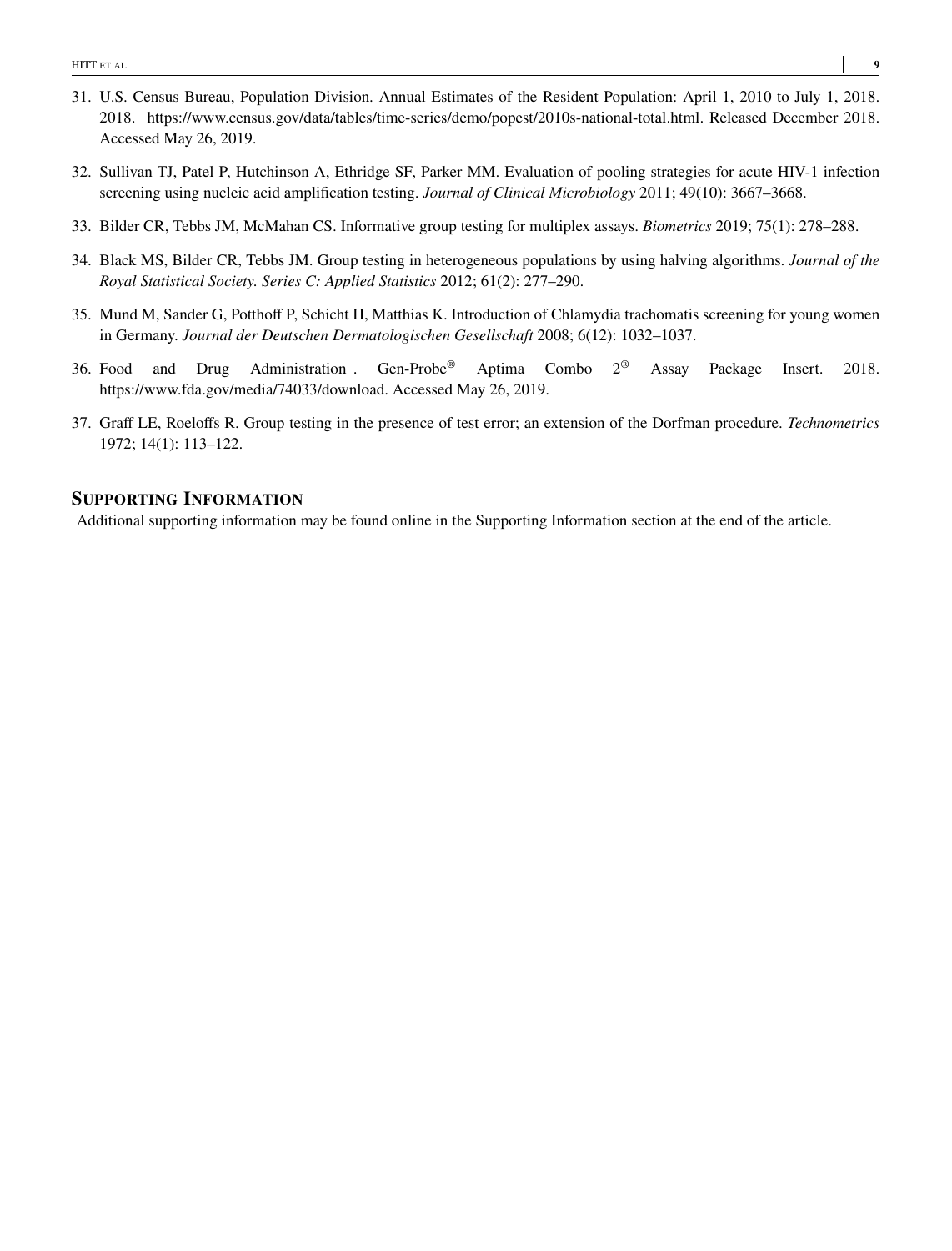31. U.S. Census Bureau, Population Division. Annual Estimates of the Resident Population: April 1, 2010 to July 1, 2018. 2018. https://www.census.gov/data/tables/time-series/demo/popest/2010s-national-total.html. Released December 2018. Accessed May 26, 2019.

32. Sullivan TJ, Patel P, Hutchinson A, Ethridge SF, Parker MM. Evaluation of pooling strategies for acute HIV-1 infection screening using nucleic acid amplification testing. *Journal of Clinical Microbiology* 2011; 49(10): 3667–3668.

33. Bilder CR, Tebbs JM, McMahan CS. Informative group testing for multiplex assays. *Biometrics* 2019; 75(1): 278–288.

34. Black MS, Bilder CR, Tebbs JM. Group testing in heterogeneous populations by using halving algorithms. *Journal of the Royal Statistical Society. Series C: Applied Statistics* 2012; 61(2): 277–290.

35. Mund M, Sander G, Potthoff P, Schicht H, Matthias K. Introduction of Chlamydia trachomatis screening for young women in Germany. *Journal der Deutschen Dermatologischen Gesellschaft* 2008; 6(12): 1032–1037.

36. Food and Drug Administration . Gen-Probe® Aptima Combo 2® Assay Package Insert. 2018. https://www.fda.gov/media/74033/download. Accessed May 26, 2019.

37. Graff LE, Roeloffs R. Group testing in the presence of test error; an extension of the Dorfman procedure. *Technometrics* 1972; 14(1): 113–122.

## SUPPORTING INFORMATION

Additional supporting information may be found online in the Supporting Information section at the end of the article.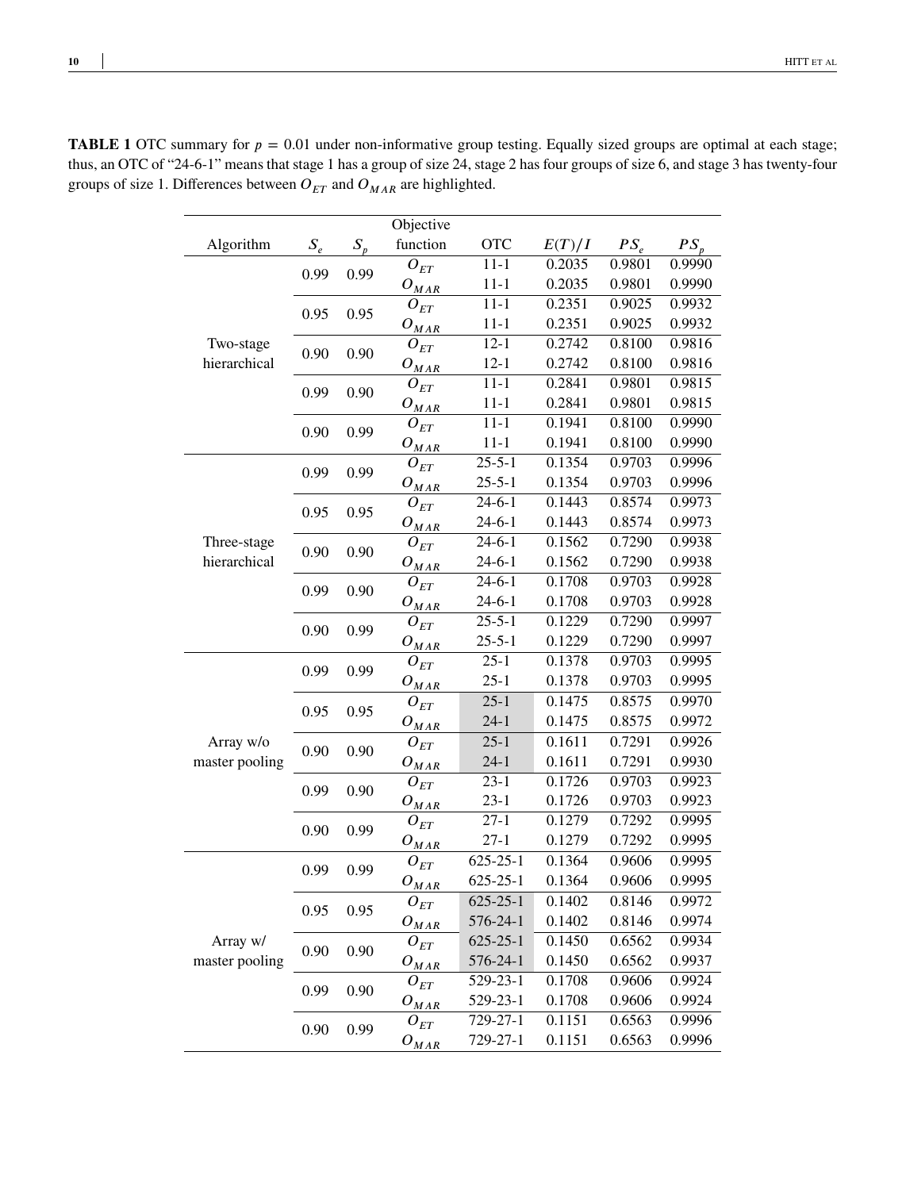**TABLE 1** OTC summary for $p = 0.01$ under non-informative group testing. Equally sized groups are optimal at each stage; thus, an OTC of "24-6-1" means that stage 1 has a group of size 24, stage 2 has four groups of size 6, and stage 3 has twenty-four groups of size 1. Differences between $O_{ET}$ and $O_{MAR}$ are highlighted.

| Algorithm | $S_e$ | $S_p$ | Objective function | OTC | $E(T)/I$ | $PS_e$ | $PS_p$ |
|---|---|---|---|---|---|---|---|
| Two-stage hierarchical | 0.99 | 0.99 | $O_{ET}$ | 11-1 | 0.2035 | 0.9801 | 0.9990 |
| | | | $O_{MAR}$ | 11-1 | 0.2035 | 0.9801 | 0.9990 |
| | 0.95 | 0.95 | $O_{ET}$ | 11-1 | 0.2351 | 0.9025 | 0.9932 |
| | | | $O_{MAR}$ | 11-1 | 0.2351 | 0.9025 | 0.9932 |
| | 0.90 | 0.90 | $O_{ET}$ | 12-1 | 0.2742 | 0.8100 | 0.9816 |
| | | | $O_{MAR}$ | 12-1 | 0.2742 | 0.8100 | 0.9816 |
| | 0.99 | 0.90 | $O_{ET}$ | 11-1 | 0.2841 | 0.9801 | 0.9815 |
| | | | $O_{MAR}$ | 11-1 | 0.2841 | 0.9801 | 0.9815 |
| | 0.90 | 0.99 | $O_{ET}$ | 11-1 | 0.1941 | 0.8100 | 0.9990 |
| | | | $O_{MAR}$ | 11-1 | 0.1941 | 0.8100 | 0.9990 |
| Three-stage hierarchical | 0.99 | 0.99 | $O_{ET}$ | 25-5-1 | 0.1354 | 0.9703 | 0.9996 |
| | | | $O_{MAR}$ | 25-5-1 | 0.1354 | 0.9703 | 0.9996 |
| | 0.95 | 0.95 | $O_{ET}$ | 24-6-1 | 0.1443 | 0.8574 | 0.9973 |
| | | | $O_{MAR}$ | 24-6-1 | 0.1443 | 0.8574 | 0.9973 |
| | 0.90 | 0.90 | $O_{ET}$ | 24-6-1 | 0.1562 | 0.7290 | 0.9938 |
| | | | $O_{MAR}$ | 24-6-1 | 0.1562 | 0.7290 | 0.9938 |
| | 0.99 | 0.90 | $O_{ET}$ | 24-6-1 | 0.1708 | 0.9703 | 0.9928 |
| | | | $O_{MAR}$ | 24-6-1 | 0.1708 | 0.9703 | 0.9928 |
| | 0.90 | 0.99 | $O_{ET}$ | 25-5-1 | 0.1229 | 0.7290 | 0.9997 |
| | | | $O_{MAR}$ | 25-5-1 | 0.1229 | 0.7290 | 0.9997 |
| Array w/o master pooling | 0.99 | 0.99 | $O_{ET}$ | 25-1 | 0.1378 | 0.9703 | 0.9995 |
| | | | $O_{MAR}$ | 25-1 | 0.1378 | 0.9703 | 0.9995 |
| | 0.95 | 0.95 | $O_{ET}$ | **25-1** | 0.1475 | 0.8575 | 0.9970 |
| | | | $O_{MAR}$ | **24-1** | 0.1475 | 0.8575 | 0.9972 |
| | 0.90 | 0.90 | $O_{ET}$ | **25-1** | 0.1611 | 0.7291 | 0.9926 |
| | | | $O_{MAR}$ | **24-1** | 0.1611 | 0.7291 | 0.9930 |
| | 0.99 | 0.90 | $O_{ET}$ | 23-1 | 0.1726 | 0.9703 | 0.9923 |
| | | | $O_{MAR}$ | 23-1 | 0.1726 | 0.9703 | 0.9923 |
| | 0.90 | 0.99 | $O_{ET}$ | 27-1 | 0.1279 | 0.7292 | 0.9995 |
| | | | $O_{MAR}$ | 27-1 | 0.1279 | 0.7292 | 0.9995 |
| Array w/ master pooling | 0.99 | 0.99 | $O_{ET}$ | 625-25-1 | 0.1364 | 0.9606 | 0.9995 |
| | | | $O_{MAR}$ | 625-25-1 | 0.1364 | 0.9606 | 0.9995 |
| | 0.95 | 0.95 | $O_{ET}$ | **625-25-1** | 0.1402 | 0.8146 | 0.9972 |
| | | | $O_{MAR}$ | **576-24-1** | 0.1402 | 0.8146 | 0.9974 |
| | 0.90 | 0.90 | $O_{ET}$ | **625-25-1** | 0.1450 | 0.6562 | 0.9934 |
| | | | $O_{MAR}$ | **576-24-1** | 0.1450 | 0.6562 | 0.9937 |
| | 0.99 | 0.90 | $O_{ET}$ | 529-23-1 | 0.1708 | 0.9606 | 0.9924 |
| | | | $O_{MAR}$ | 529-23-1 | 0.1708 | 0.9606 | 0.9924 |
| | 0.90 | 0.99 | $O_{ET}$ | 729-27-1 | 0.1151 | 0.6563 | 0.9996 |
| | | | $O_{MAR}$ | 729-27-1 | 0.1151 | 0.6563 | 0.9996 |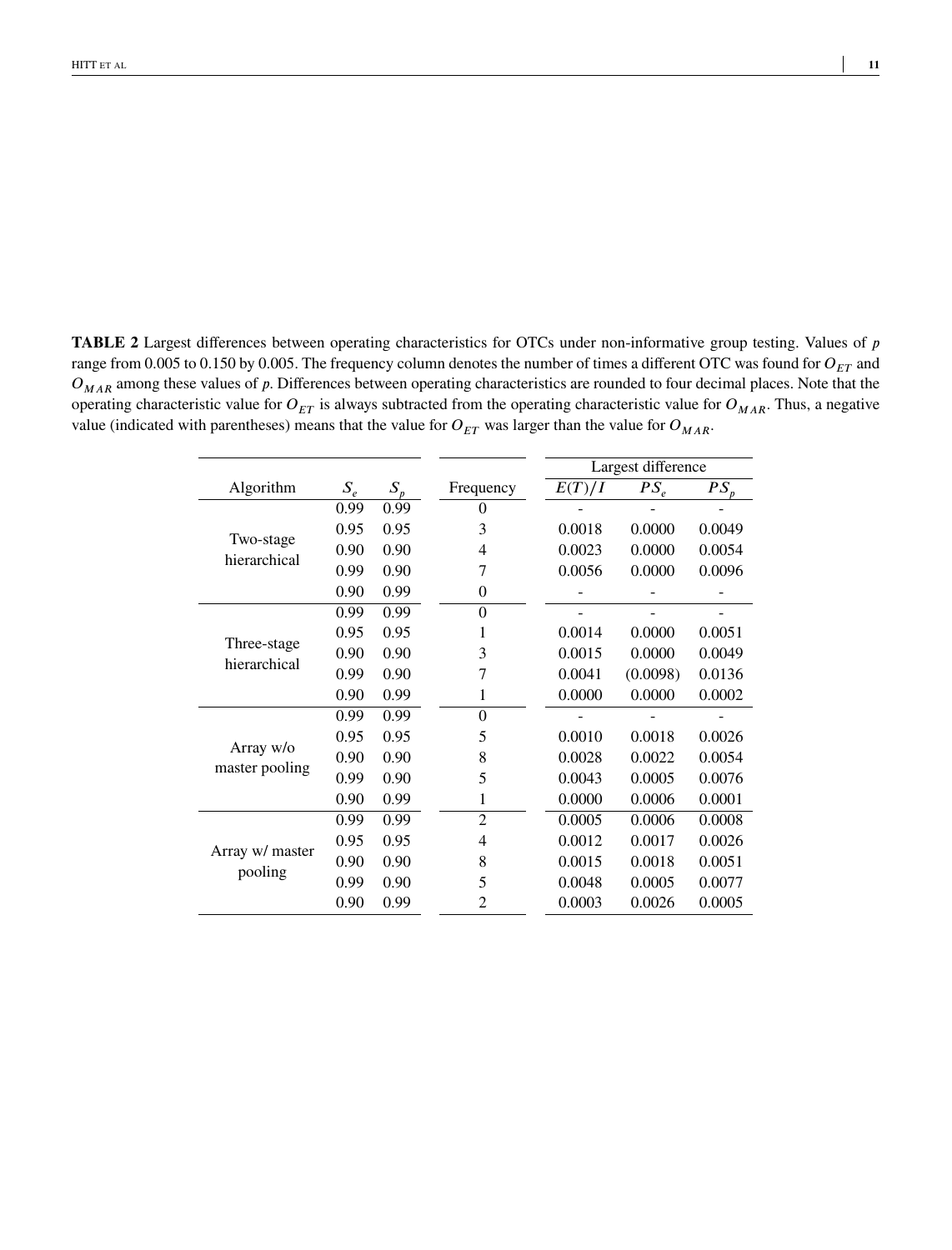**TABLE 2** Largest differences between operating characteristics for OTCs under non-informative group testing. Values of $p$ range from 0.005 to 0.150 by 0.005. The frequency column denotes the number of times a different OTC was found for $O_{ET}$ and $O_{MAR}$ among these values of $p$. Differences between operating characteristics are rounded to four decimal places. Note that the operating characteristic value for $O_{ET}$ is always subtracted from the operating characteristic value for $O_{MAR}$. Thus, a negative value (indicated with parentheses) means that the value for $O_{ET}$ was larger than the value for $O_{MAR}$.

| Algorithm | $S_e$ | $S_p$ | Frequency | Largest difference | | |
|---|---|---|---|---|---|---|
| | | | | $E(T)/I$ | $PS_e$ | $PS_p$ |
| Two-stage hierarchical | 0.99 | 0.99 | 0 | - | - | - |
| | 0.95 | 0.95 | 3 | 0.0018 | 0.0000 | 0.0049 |
| | 0.90 | 0.90 | 4 | 0.0023 | 0.0000 | 0.0054 |
| | 0.99 | 0.90 | 7 | 0.0056 | 0.0000 | 0.0096 |
| | 0.90 | 0.99 | 0 | - | - | - |
| Three-stage hierarchical | 0.99 | 0.99 | 0 | - | - | - |
| | 0.95 | 0.95 | 1 | 0.0014 | 0.0000 | 0.0051 |
| | 0.90 | 0.90 | 3 | 0.0015 | 0.0000 | 0.0049 |
| | 0.99 | 0.90 | 7 | 0.0041 | (0.0098) | 0.0136 |
| | 0.90 | 0.99 | 1 | 0.0000 | 0.0000 | 0.0002 |
| Array w/o master pooling | 0.99 | 0.99 | 0 | - | - | - |
| | 0.95 | 0.95 | 5 | 0.0010 | 0.0018 | 0.0026 |
| | 0.90 | 0.90 | 8 | 0.0028 | 0.0022 | 0.0054 |
| | 0.99 | 0.90 | 5 | 0.0043 | 0.0005 | 0.0076 |
| | 0.90 | 0.99 | 1 | 0.0000 | 0.0006 | 0.0001 |
| Array w/ master pooling | 0.99 | 0.99 | 2 | 0.0005 | 0.0006 | 0.0008 |
| | 0.95 | 0.95 | 4 | 0.0012 | 0.0017 | 0.0026 |
| | 0.90 | 0.90 | 8 | 0.0015 | 0.0018 | 0.0051 |
| | 0.99 | 0.90 | 5 | 0.0048 | 0.0005 | 0.0077 |
| | 0.90 | 0.99 | 2 | 0.0003 | 0.0026 | 0.0005 |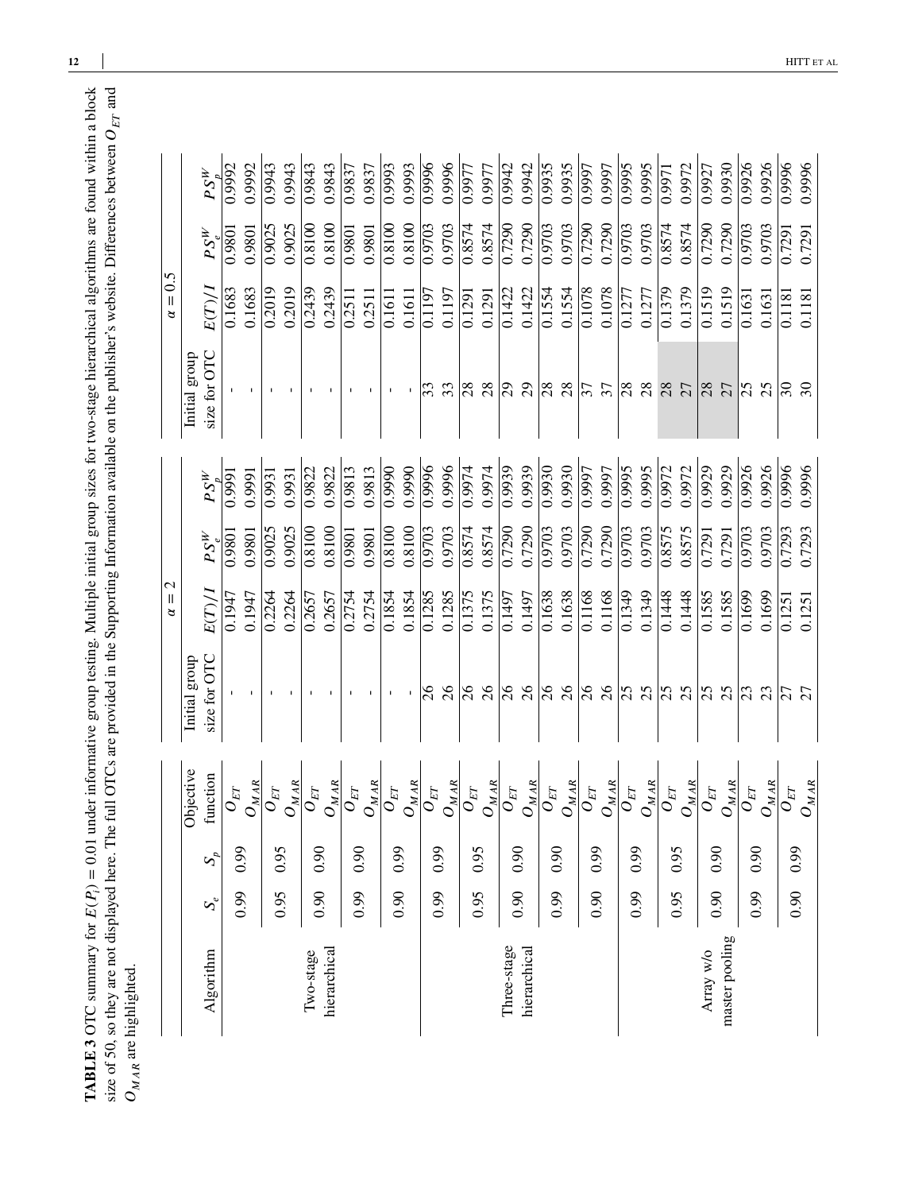**TABLE 3** OTC summary for $E(P_i) = 0.01$ under informative group testing. Multiple initial group sizes for two-stage hierarchical algorithms are found within a block size of 50, so they are not displayed here. The full OTCs are provided in the Supporting Information available on the publisher's website. Differences between $O_{ET}$ and $O_{MAR}$ are highlighted.

| Algorithm | $S_e$ | $S_p$ | Objective function | $\alpha = 2$ Initial group size for OTC | $\alpha = 2$ $E(T)/I$ | $\alpha = 2$ $PS_e^W$ | $\alpha = 2$ $PS_p^W$ | $\alpha = 0.5$ Initial group size for OTC | $\alpha = 0.5$ $E(T)/I$ | $\alpha = 0.5$ $PS_e^W$ | $\alpha = 0.5$ $PS_p^W$ |
|---|---|---|---|---|---|---|---|---|---|---|---|
| Two-stage hierarchical | 0.99 | 0.99 | $O_{ET}$ | - | 0.1947 | 0.9801 | 0.9991 | - | 0.1683 | 0.9801 | 0.9992 |
| | | | $O_{MAR}$ | - | 0.1947 | 0.9801 | 0.9991 | - | 0.1683 | 0.9801 | 0.9992 |
| | 0.95 | 0.95 | $O_{ET}$ | - | 0.2264 | 0.9025 | 0.9931 | - | 0.2019 | 0.9025 | 0.9943 |
| | | | $O_{MAR}$ | - | 0.2264 | 0.9025 | 0.9931 | - | 0.2019 | 0.9025 | 0.9943 |
| | 0.90 | 0.90 | $O_{ET}$ | - | 0.2657 | 0.8100 | 0.9822 | - | 0.2439 | 0.8100 | 0.9843 |
| | | | $O_{MAR}$ | - | 0.2657 | 0.8100 | 0.9822 | - | 0.2439 | 0.8100 | 0.9843 |
| | 0.99 | 0.90 | $O_{ET}$ | - | 0.2754 | 0.9801 | 0.9813 | - | 0.2511 | 0.9801 | 0.9837 |
| | | | $O_{MAR}$ | - | 0.2754 | 0.9801 | 0.9813 | - | 0.2511 | 0.9801 | 0.9837 |
| | 0.90 | 0.99 | $O_{ET}$ | - | 0.1854 | 0.8100 | 0.9990 | - | 0.1611 | 0.8100 | 0.9993 |
| | | | $O_{MAR}$ | - | 0.1854 | 0.8100 | 0.9990 | - | 0.1611 | 0.8100 | 0.9993 |
| Three-stage hierarchical | 0.99 | 0.99 | $O_{ET}$ | 26 | 0.1285 | 0.9703 | 0.9996 | 33 | 0.1197 | 0.9703 | 0.9996 |
| | | | $O_{MAR}$ | 26 | 0.1285 | 0.9703 | 0.9996 | 33 | 0.1197 | 0.9703 | 0.9996 |
| | 0.95 | 0.95 | $O_{ET}$ | 26 | 0.1375 | 0.8574 | 0.9974 | 28 | 0.1291 | 0.8574 | 0.9977 |
| | | | $O_{MAR}$ | 26 | 0.1375 | 0.8574 | 0.9974 | 28 | 0.1291 | 0.8574 | 0.9977 |
| | 0.90 | 0.90 | $O_{ET}$ | 26 | 0.1497 | 0.7290 | 0.9939 | 29 | 0.1422 | 0.7290 | 0.9942 |
| | | | $O_{MAR}$ | 26 | 0.1497 | 0.7290 | 0.9939 | 29 | 0.1422 | 0.7290 | 0.9942 |
| | 0.99 | 0.90 | $O_{ET}$ | 26 | 0.1638 | 0.9703 | 0.9930 | 28 | 0.1554 | 0.9703 | 0.9935 |
| | | | $O_{MAR}$ | 26 | 0.1638 | 0.9703 | 0.9930 | 28 | 0.1554 | 0.9703 | 0.9935 |
| | 0.90 | 0.99 | $O_{ET}$ | 26 | 0.1168 | 0.7290 | 0.9997 | 37 | 0.1078 | 0.7290 | 0.9997 |
| | | | $O_{MAR}$ | 26 | 0.1168 | 0.7290 | 0.9997 | 37 | 0.1078 | 0.7290 | 0.9997 |
| Array w/o master pooling | 0.99 | 0.99 | $O_{ET}$ | 25 | 0.1349 | 0.9703 | 0.9995 | 28 | 0.1277 | 0.9703 | 0.9995 |
| | | | $O_{MAR}$ | 25 | 0.1349 | 0.9703 | 0.9995 | 28 | 0.1277 | 0.9703 | 0.9995 |
| | 0.95 | 0.95 | $O_{ET}$ | 25 | 0.1448 | 0.8575 | 0.9972 | 28 | 0.1379 | 0.8574 | 0.9971 |
| | | | $O_{MAR}$ | 25 | 0.1448 | 0.8575 | 0.9972 | 27 | 0.1379 | 0.8574 | 0.9972 |
| | 0.90 | 0.90 | $O_{ET}$ | 25 | 0.1585 | 0.7291 | 0.9929 | 28 | 0.1519 | 0.7290 | 0.9927 |
| | | | $O_{MAR}$ | 25 | 0.1585 | 0.7291 | 0.9929 | 27 | 0.1519 | 0.7290 | 0.9930 |
| | 0.99 | 0.90 | $O_{ET}$ | 23 | 0.1699 | 0.9703 | 0.9926 | 25 | 0.1631 | 0.9703 | 0.9926 |
| | | | $O_{MAR}$ | 23 | 0.1699 | 0.9703 | 0.9926 | 25 | 0.1631 | 0.9703 | 0.9926 |
| | 0.90 | 0.99 | $O_{ET}$ | 27 | 0.1251 | 0.7293 | 0.9996 | 30 | 0.1181 | 0.7291 | 0.9996 |
| | | | $O_{MAR}$ | 27 | 0.1251 | 0.7293 | 0.9996 | 30 | 0.1181 | 0.7291 | 0.9996 |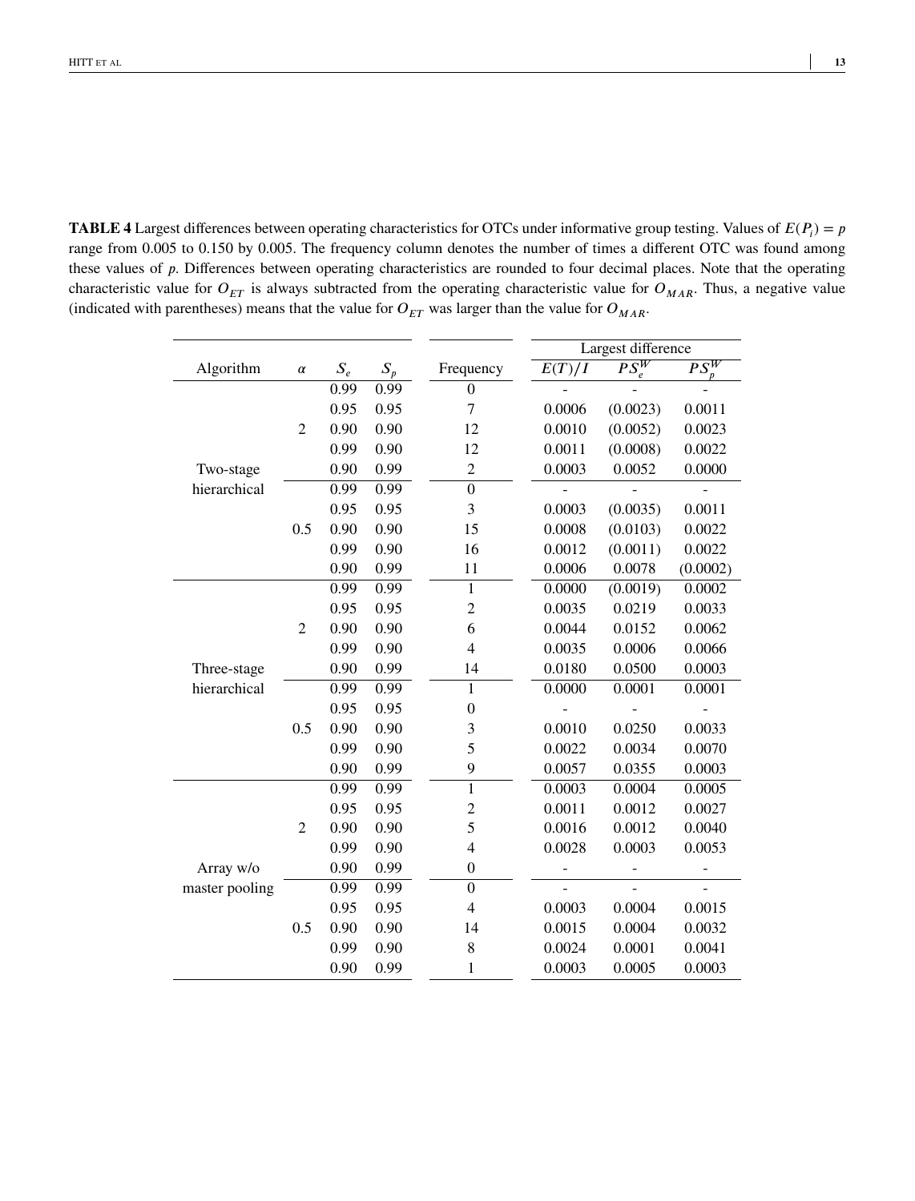**TABLE 4** Largest differences between operating characteristics for OTCs under informative group testing. Values of $E(P_i) = p$ range from 0.005 to 0.150 by 0.005. The frequency column denotes the number of times a different OTC was found among these values of $p$. Differences between operating characteristics are rounded to four decimal places. Note that the operating characteristic value for $O_{ET}$ is always subtracted from the operating characteristic value for $O_{MAR}$. Thus, a negative value (indicated with parentheses) means that the value for $O_{ET}$ was larger than the value for $O_{MAR}$.

| | | | | | Largest difference | | |
|---|---|---|---|---|---|---|---|
| Algorithm | $\alpha$ | $S_e$ | $S_p$ | Frequency | $E(T)/I$ | $PS_e^W$ | $PS_p^W$ |
| Two-stage hierarchical | 2 | 0.99 | 0.99 | 0 | - | - | - |
| | | 0.95 | 0.95 | 7 | 0.0006 | (0.0023) | 0.0011 |
| | | 0.90 | 0.90 | 12 | 0.0010 | (0.0052) | 0.0023 |
| | | 0.99 | 0.90 | 12 | 0.0011 | (0.0008) | 0.0022 |
| | | 0.90 | 0.99 | 2 | 0.0003 | 0.0052 | 0.0000 |
| | 0.5 | 0.99 | 0.99 | 0 | - | - | - |
| | | 0.95 | 0.95 | 3 | 0.0003 | (0.0035) | 0.0011 |
| | | 0.90 | 0.90 | 15 | 0.0008 | (0.0103) | 0.0022 |
| | | 0.99 | 0.90 | 16 | 0.0012 | (0.0011) | 0.0022 |
| | | 0.90 | 0.99 | 11 | 0.0006 | 0.0078 | (0.0002) |
| Three-stage hierarchical | 2 | 0.99 | 0.99 | 1 | 0.0000 | (0.0019) | 0.0002 |
| | | 0.95 | 0.95 | 2 | 0.0035 | 0.0219 | 0.0033 |
| | | 0.90 | 0.90 | 6 | 0.0044 | 0.0152 | 0.0062 |
| | | 0.99 | 0.90 | 4 | 0.0035 | 0.0006 | 0.0066 |
| | | 0.90 | 0.99 | 14 | 0.0180 | 0.0500 | 0.0003 |
| | 0.5 | 0.99 | 0.99 | 1 | 0.0000 | 0.0001 | 0.0001 |
| | | 0.95 | 0.95 | 0 | - | - | - |
| | | 0.90 | 0.90 | 3 | 0.0010 | 0.0250 | 0.0033 |
| | | 0.99 | 0.90 | 5 | 0.0022 | 0.0034 | 0.0070 |
| | | 0.90 | 0.99 | 9 | 0.0057 | 0.0355 | 0.0003 |
| Array w/o master pooling | 2 | 0.99 | 0.99 | 1 | 0.0003 | 0.0004 | 0.0005 |
| | | 0.95 | 0.95 | 2 | 0.0011 | 0.0012 | 0.0027 |
| | | 0.90 | 0.90 | 5 | 0.0016 | 0.0012 | 0.0040 |
| | | 0.99 | 0.90 | 4 | 0.0028 | 0.0003 | 0.0053 |
| | | 0.90 | 0.99 | 0 | - | - | - |
| | 0.5 | 0.99 | 0.99 | 0 | - | - | - |
| | | 0.95 | 0.95 | 4 | 0.0003 | 0.0004 | 0.0015 |
| | | 0.90 | 0.90 | 14 | 0.0015 | 0.0004 | 0.0032 |
| | | 0.99 | 0.90 | 8 | 0.0024 | 0.0001 | 0.0041 |
| | | 0.90 | 0.99 | 1 | 0.0003 | 0.0005 | 0.0003 |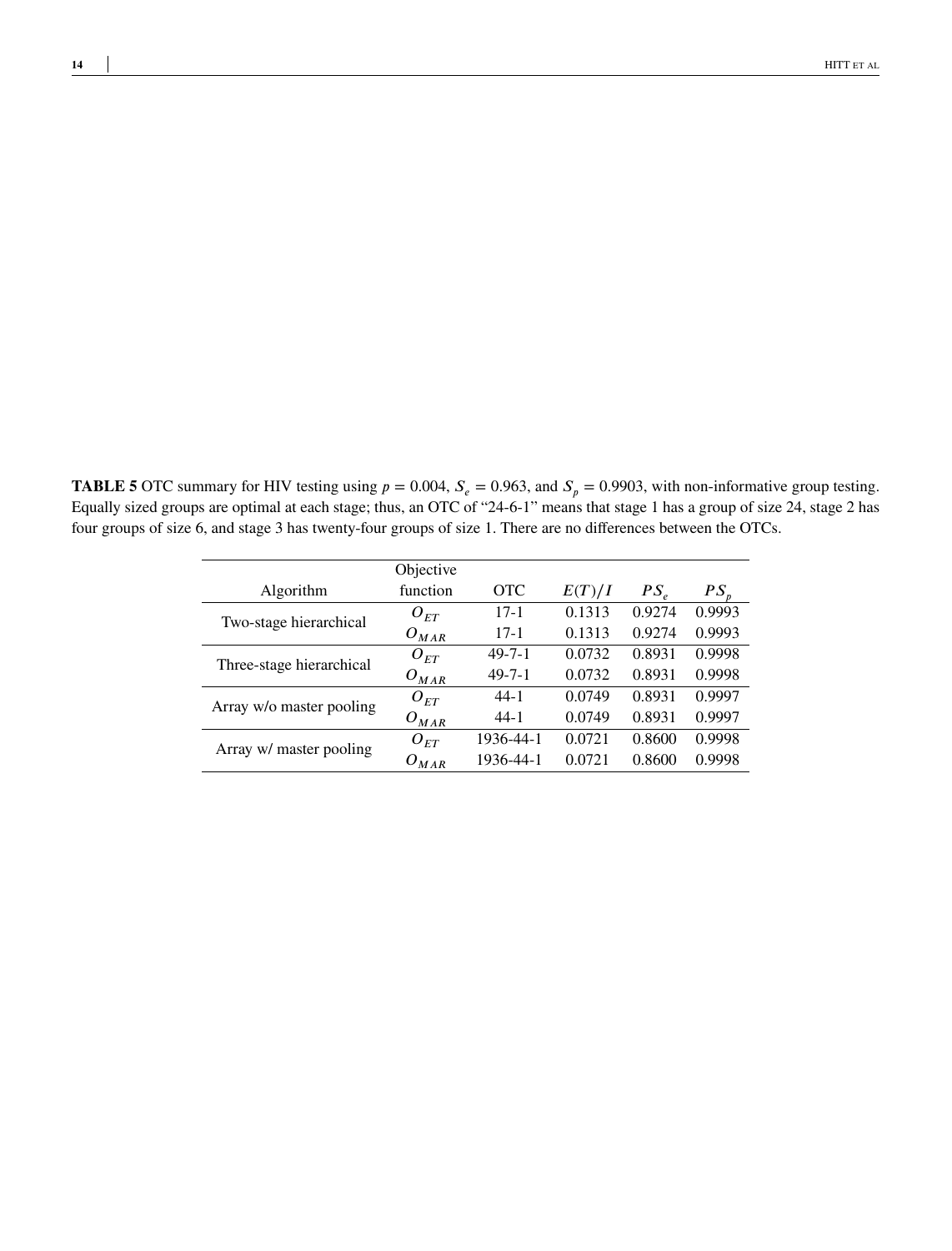**TABLE 5** OTC summary for HIV testing using $p = 0.004$, $S_e = 0.963$, and $S_p = 0.9903$, with non-informative group testing. Equally sized groups are optimal at each stage; thus, an OTC of "24-6-1" means that stage 1 has a group of size 24, stage 2 has four groups of size 6, and stage 3 has twenty-four groups of size 1. There are no differences between the OTCs.

| Algorithm | Objective function | OTC | $E(T)/I$ | $PS_e$ | $PS_p$ |
|---|---|---|---|---|---|
| Two-stage hierarchical | $O_{ET}$ | 17-1 | 0.1313 | 0.9274 | 0.9993 |
| | $O_{MAR}$ | 17-1 | 0.1313 | 0.9274 | 0.9993 |
| Three-stage hierarchical | $O_{ET}$ | 49-7-1 | 0.0732 | 0.8931 | 0.9998 |
| | $O_{MAR}$ | 49-7-1 | 0.0732 | 0.8931 | 0.9998 |
| Array w/o master pooling | $O_{ET}$ | 44-1 | 0.0749 | 0.8931 | 0.9997 |
| | $O_{MAR}$ | 44-1 | 0.0749 | 0.8931 | 0.9997 |
| Array w/ master pooling | $O_{ET}$ | 1936-44-1 | 0.0721 | 0.8600 | 0.9998 |
| | $O_{MAR}$ | 1936-44-1 | 0.0721 | 0.8600 | 0.9998 |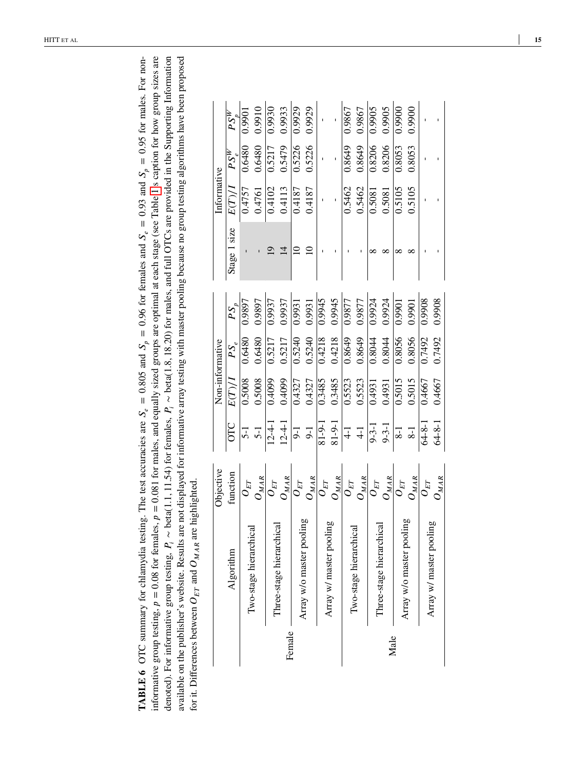**TABLE 6** OTC summary for chlamydia testing. The test accuracies are $S_e = 0.805$ and $S_p = 0.96$ for females and $S_e = 0.93$ and $S_p = 0.95$ for males. For non-informative group testing, $p = 0.08$ for females, $p = 0.081$ for males, and equally sized groups are optimal at each stage (see Table 1's caption for how group sizes are denoted). For informative group testing, $P_i \sim$ beta(1.1, 11.54) for females, $P_i \sim$ beta(1.8, 18.20) for males, and full OTCs are provided in the Supporting Information available on the publisher's website. Results are not displayed for informative array testing with master pooling because no group testing algorithms have been proposed for it. Differences between $O_{ET}$ and $O_{MAR}$ are highlighted.

| | Algorithm | Objective function | Non-informative | | | | Informative | | | |
|---|---|---|---|---|---|---|---|---|---|---|
| | | | OTC | $E(T)/I$ | $PS_e$ | $PS_p$ | Stage 1 size | $E(T)/I$ | $PS_e^W$ | $PS_p^W$ |
| Female | Two-stage hierarchical | $O_{ET}$ | 5-1 | 0.5008 | 0.6480 | 0.9897 | - | 0.4757 | 0.6480 | 0.9901 |
| | | $O_{MAR}$ | 5-1 | 0.5008 | 0.6480 | 0.9897 | - | 0.4761 | 0.6480 | 0.9910 |
| | Three-stage hierarchical | $O_{ET}$ | 12-4-1 | 0.4099 | 0.5217 | 0.9937 | 19 | 0.4102 | 0.5217 | 0.9930 |
| | | $O_{MAR}$ | 12-4-1 | 0.4099 | 0.5217 | 0.9937 | 14 | 0.4113 | 0.5479 | 0.9933 |
| | Array w/o master pooling | $O_{ET}$ | 9-1 | 0.4327 | 0.5240 | 0.9931 | 10 | 0.4187 | 0.5226 | 0.9929 |
| | | $O_{MAR}$ | 9-1 | 0.4327 | 0.5240 | 0.9931 | 10 | 0.4187 | 0.5226 | 0.9929 |
| | Array w/ master pooling | $O_{ET}$ | 81-9-1 | 0.3485 | 0.4218 | 0.9945 | - | - | - | - |
| | | $O_{MAR}$ | 81-9-1 | 0.3485 | 0.4218 | 0.9945 | - | - | - | - |
| Male | Two-stage hierarchical | $O_{ET}$ | 4-1 | 0.5523 | 0.8649 | 0.9877 | - | 0.5462 | 0.8649 | 0.9867 |
| | | $O_{MAR}$ | 4-1 | 0.5523 | 0.8649 | 0.9877 | - | 0.5462 | 0.8649 | 0.9867 |
| | Three-stage hierarchical | $O_{ET}$ | 9-3-1 | 0.4931 | 0.8044 | 0.9924 | 8 | 0.5081 | 0.8206 | 0.9905 |
| | | $O_{MAR}$ | 9-3-1 | 0.4931 | 0.8044 | 0.9924 | 8 | 0.5081 | 0.8206 | 0.9905 |
| | Array w/o master pooling | $O_{ET}$ | 8-1 | 0.5015 | 0.8056 | 0.9901 | 8 | 0.5105 | 0.8053 | 0.9900 |
| | | $O_{MAR}$ | 8-1 | 0.5015 | 0.8056 | 0.9901 | 8 | 0.5105 | 0.8053 | 0.9900 |
| | Array w/ master pooling | $O_{ET}$ | 64-8-1 | 0.4667 | 0.7492 | 0.9908 | - | - | - | - |
| | | $O_{MAR}$ | 64-8-1 | 0.4667 | 0.7492 | 0.9908 | - | - | - | - |